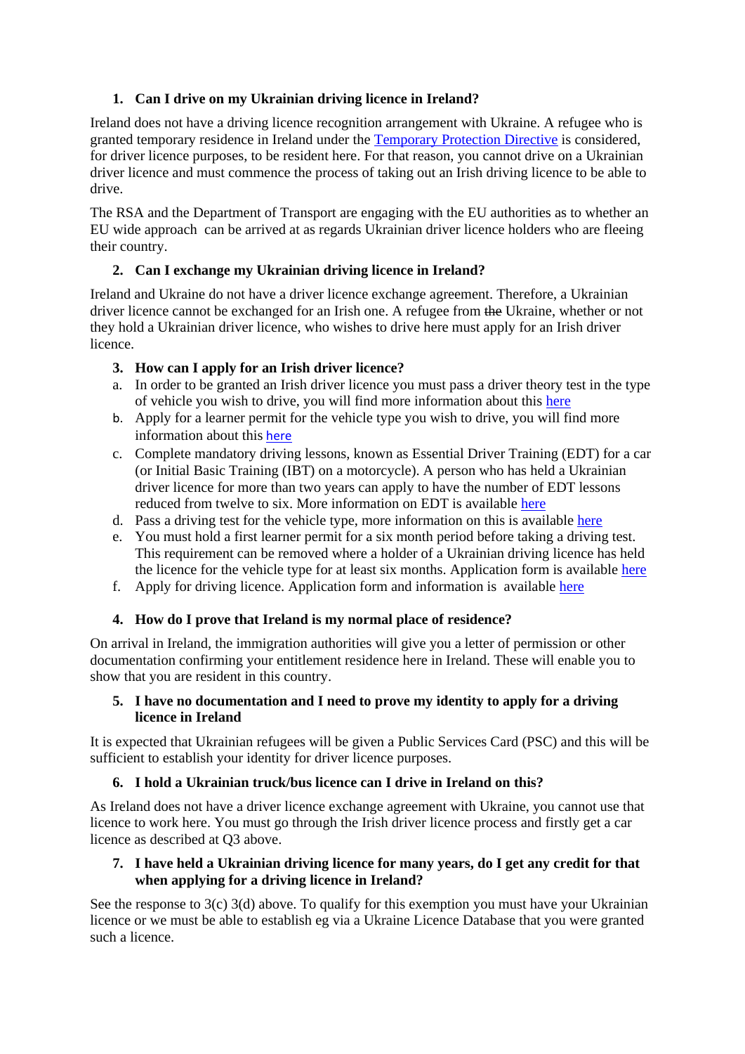### 1. Can I drive on my Ukrainian driving licence in Ireland?

Ireland does not have a driving licence recognition arrangement with Ukraine. A refugee who is granted temporary residence in Ireland under the Temporary Protection Directive is considered, for driver licence purposes, to be resident here. For that reason, you cannot drive on a Ukrainian driver licence and must commence the process of taking out an Irish driving licence to be able to drive.

The RSA and the Department of Transport are engaging with the EU authorities as to whether an EU wide approach can be arrived at as regards Ukrainian driver licence holders who are fleeing their country.

### 2. Can I exchange my Ukrainian driving licence in Ireland?

Ireland and Ukraine do not have a driver licence exchange agreement. Therefore, a Ukrainian driver licence cannot be exchanged for an Irish one. A refugee from ~~the~~ Ukraine, whether or not they hold a Ukrainian driver licence, who wishes to drive here must apply for an Irish driver licence.

### 3. How can I apply for an Irish driver licence?

a. In order to be granted an Irish driver licence you must pass a driver theory test in the type of vehicle you wish to drive, you will find more information about this here
b. Apply for a learner permit for the vehicle type you wish to drive, you will find more information about this here
c. Complete mandatory driving lessons, known as Essential Driver Training (EDT) for a car (or Initial Basic Training (IBT) on a motorcycle). A person who has held a Ukrainian driver licence for more than two years can apply to have the number of EDT lessons reduced from twelve to six. More information on EDT is available here
d. Pass a driving test for the vehicle type, more information on this is available here
e. You must hold a first learner permit for a six month period before taking a driving test. This requirement can be removed where a holder of a Ukrainian driving licence has held the licence for the vehicle type for at least six months. Application form is available here
f. Apply for driving licence. Application form and information is available here

### 4. How do I prove that Ireland is my normal place of residence?

On arrival in Ireland, the immigration authorities will give you a letter of permission or other documentation confirming your entitlement residence here in Ireland. These will enable you to show that you are resident in this country.

### 5. I have no documentation and I need to prove my identity to apply for a driving licence in Ireland

It is expected that Ukrainian refugees will be given a Public Services Card (PSC) and this will be sufficient to establish your identity for driver licence purposes.

### 6. I hold a Ukrainian truck/bus licence can I drive in Ireland on this?

As Ireland does not have a driver licence exchange agreement with Ukraine, you cannot use that licence to work here. You must go through the Irish driver licence process and firstly get a car licence as described at Q3 above.

### 7. I have held a Ukrainian driving licence for many years, do I get any credit for that when applying for a driving licence in Ireland?

See the response to 3(c) 3(d) above. To qualify for this exemption you must have your Ukrainian licence or we must be able to establish eg via a Ukraine Licence Database that you were granted such a licence.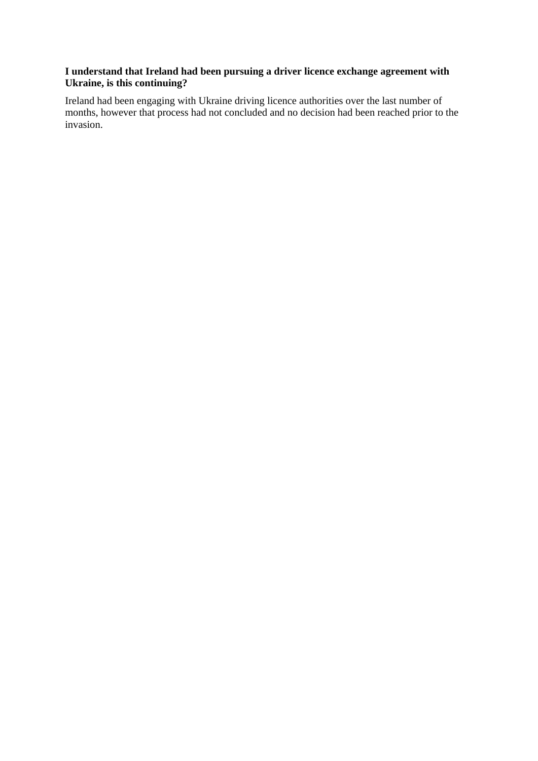**I understand that Ireland had been pursuing a driver licence exchange agreement with Ukraine, is this continuing?**

Ireland had been engaging with Ukraine driving licence authorities over the last number of months, however that process had not concluded and no decision had been reached prior to the invasion.